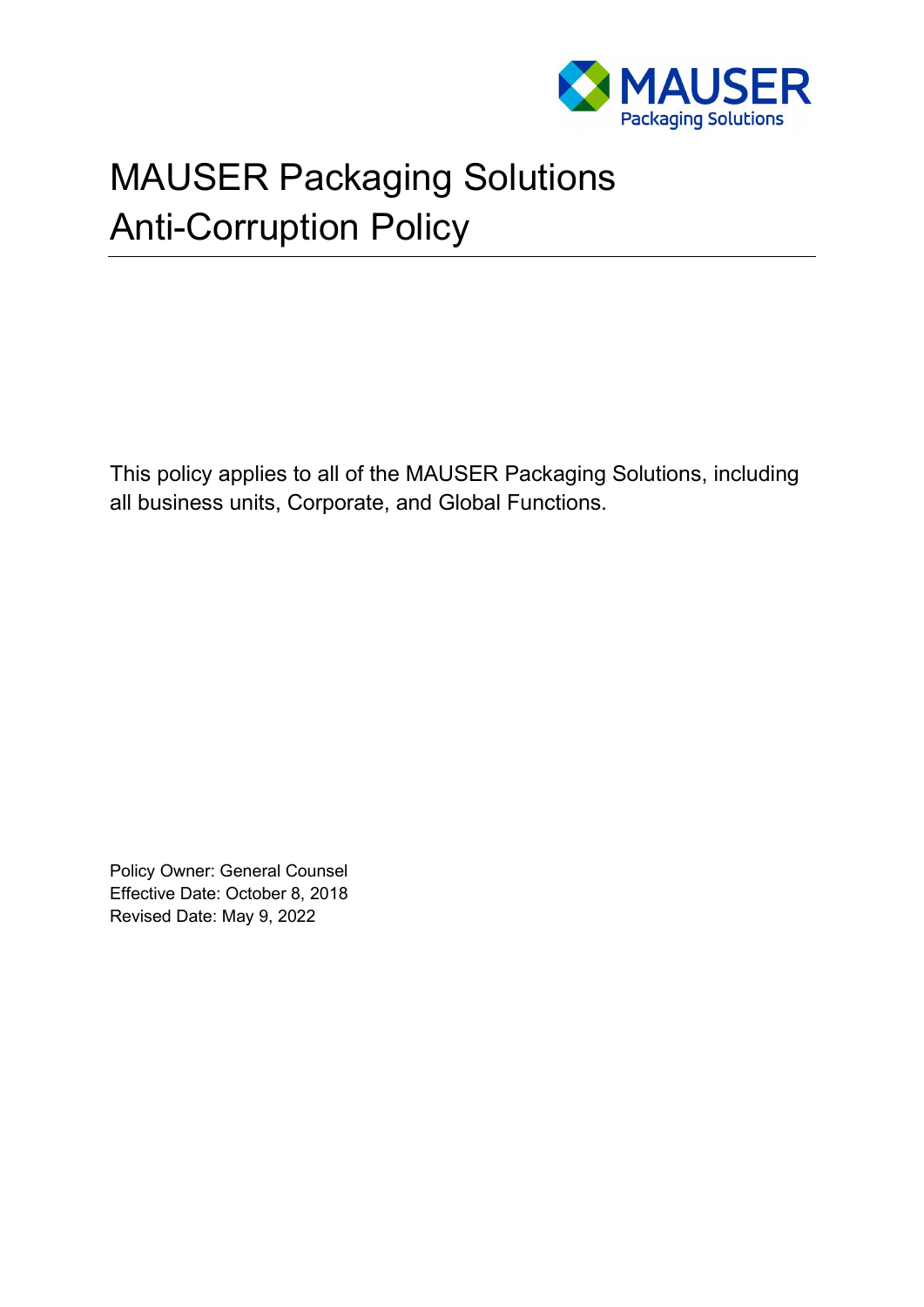# MAUSER Packaging Solutions Anti-Corruption Policy

This policy applies to all of the MAUSER Packaging Solutions, including all business units, Corporate, and Global Functions.

Policy Owner: General Counsel
Effective Date: October 8, 2018
Revised Date: May 9, 2022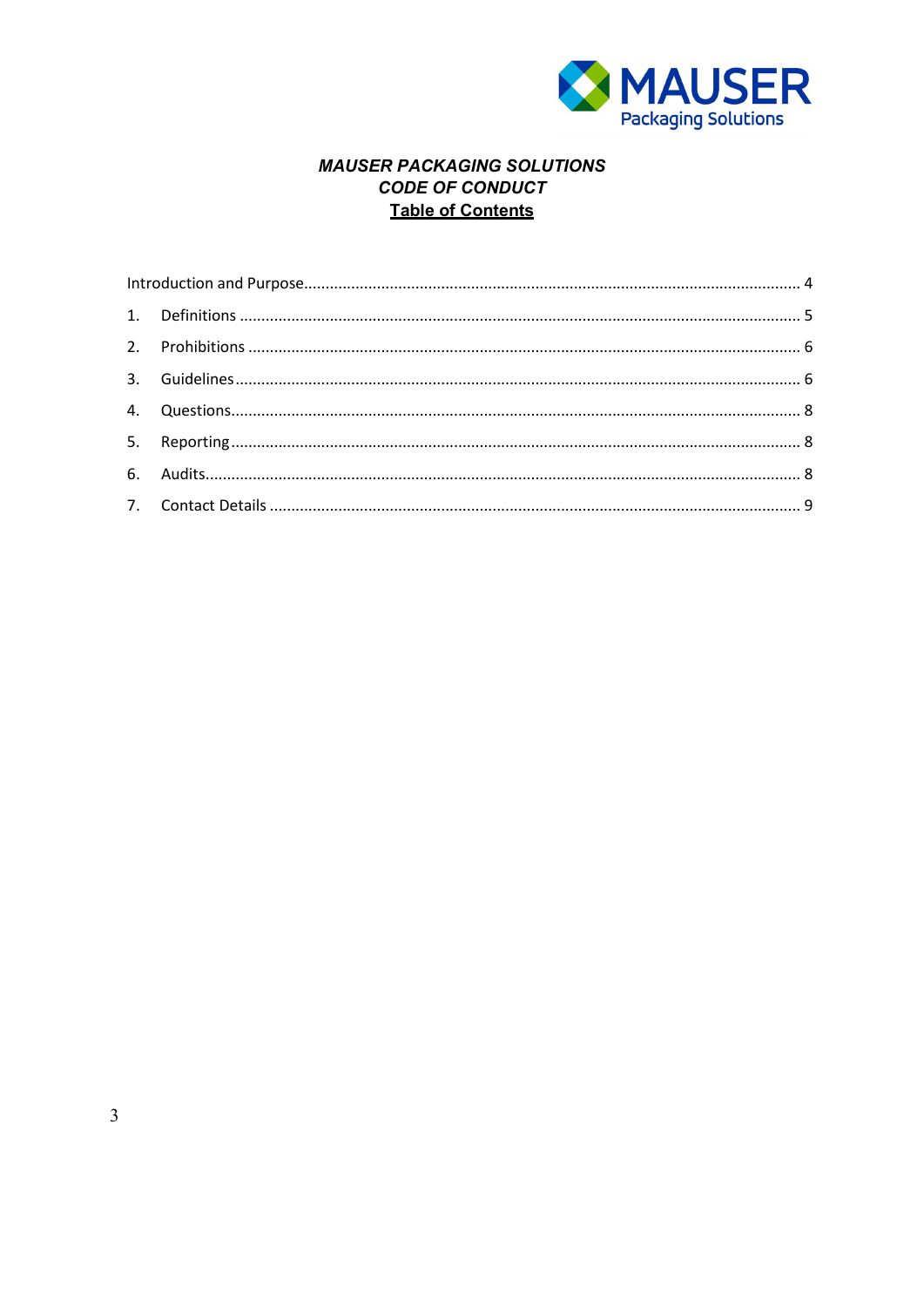***MAUSER PACKAGING SOLUTIONS***
***CODE OF CONDUCT***
**Table of Contents**

| | |
|---|---|
| Introduction and Purpose | 4 |
| 1. Definitions | 5 |
| 2. Prohibitions | 6 |
| 3. Guidelines | 6 |
| 4. Questions | 8 |
| 5. Reporting | 8 |
| 6. Audits | 8 |
| 7. Contact Details | 9 |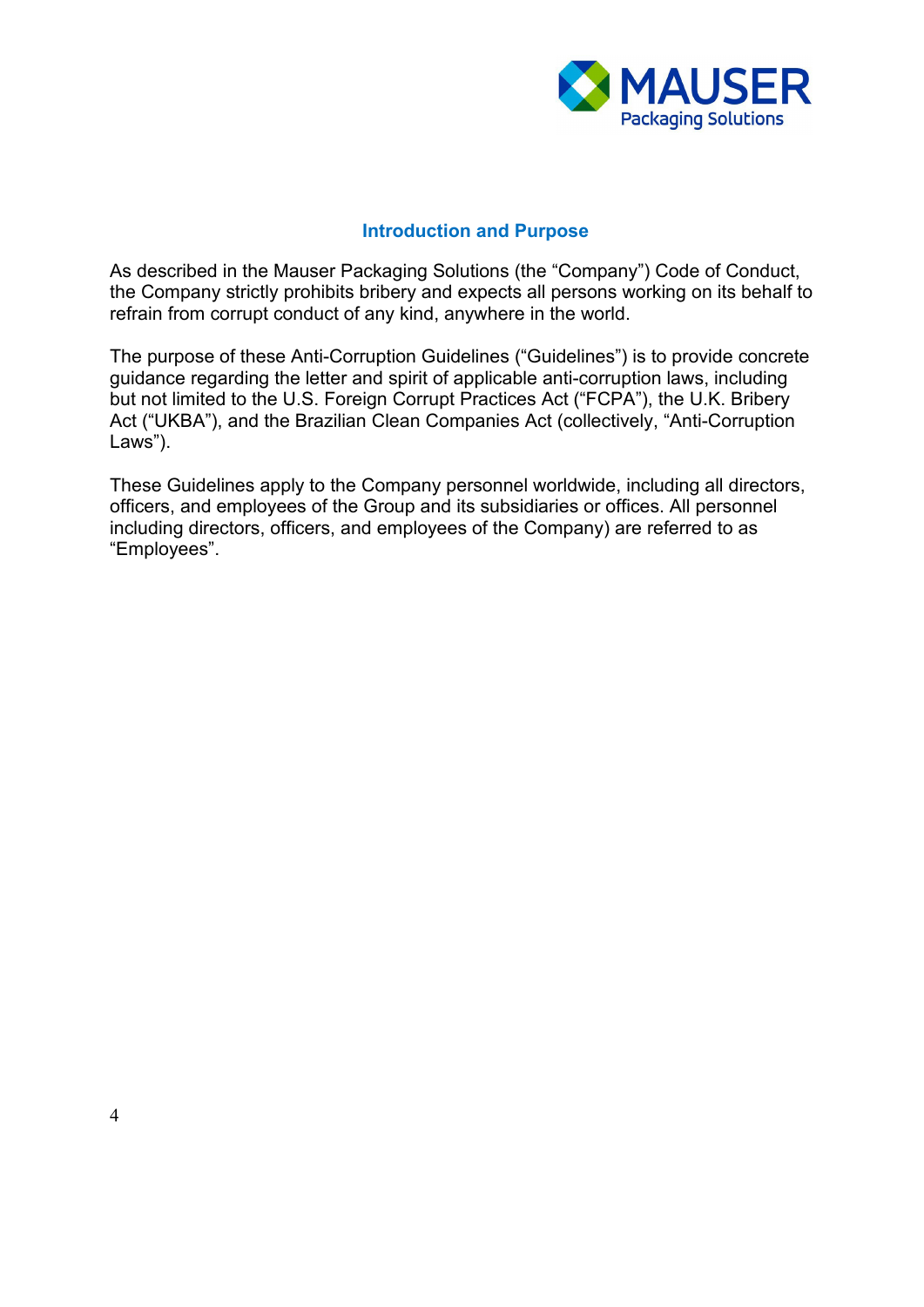## Introduction and Purpose

As described in the Mauser Packaging Solutions (the “Company”) Code of Conduct, the Company strictly prohibits bribery and expects all persons working on its behalf to refrain from corrupt conduct of any kind, anywhere in the world.

The purpose of these Anti-Corruption Guidelines (“Guidelines”) is to provide concrete guidance regarding the letter and spirit of applicable anti-corruption laws, including but not limited to the U.S. Foreign Corrupt Practices Act (“FCPA”), the U.K. Bribery Act (“UKBA”), and the Brazilian Clean Companies Act (collectively, “Anti-Corruption Laws”).

These Guidelines apply to the Company personnel worldwide, including all directors, officers, and employees of the Group and its subsidiaries or offices. All personnel including directors, officers, and employees of the Company) are referred to as “Employees”.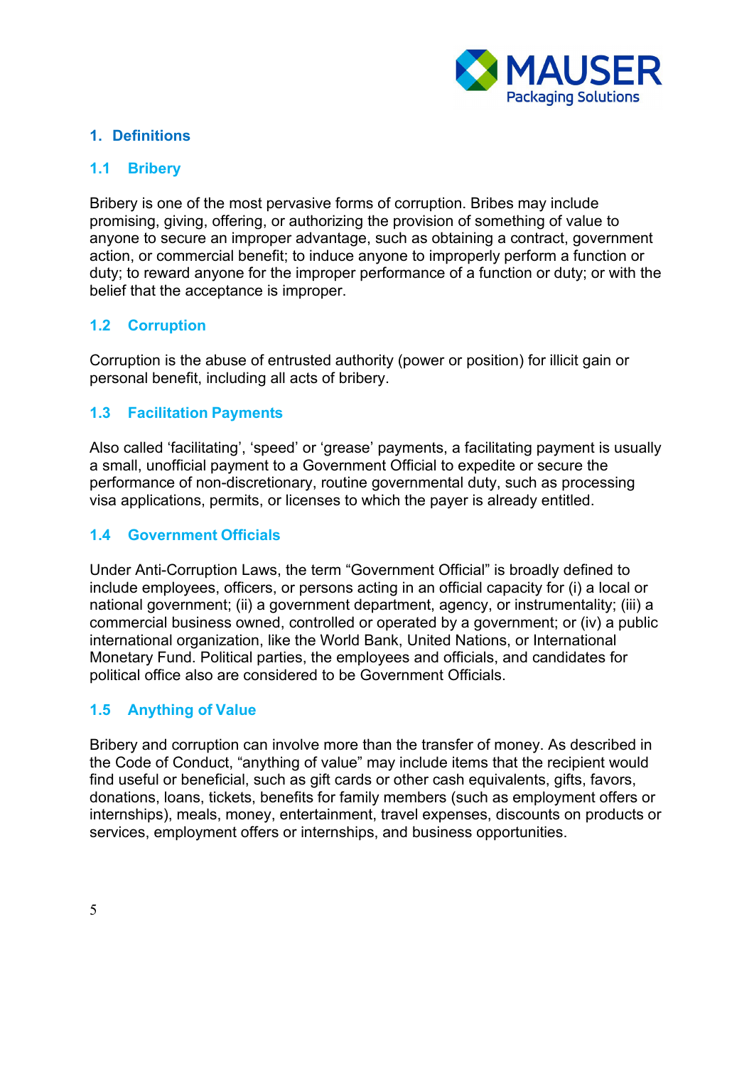## 1. Definitions

### 1.1 Bribery

Bribery is one of the most pervasive forms of corruption. Bribes may include promising, giving, offering, or authorizing the provision of something of value to anyone to secure an improper advantage, such as obtaining a contract, government action, or commercial benefit; to induce anyone to improperly perform a function or duty; to reward anyone for the improper performance of a function or duty; or with the belief that the acceptance is improper.

### 1.2 Corruption

Corruption is the abuse of entrusted authority (power or position) for illicit gain or personal benefit, including all acts of bribery.

### 1.3 Facilitation Payments

Also called 'facilitating', 'speed' or 'grease' payments, a facilitating payment is usually a small, unofficial payment to a Government Official to expedite or secure the performance of non-discretionary, routine governmental duty, such as processing visa applications, permits, or licenses to which the payer is already entitled.

### 1.4 Government Officials

Under Anti-Corruption Laws, the term "Government Official" is broadly defined to include employees, officers, or persons acting in an official capacity for (i) a local or national government; (ii) a government department, agency, or instrumentality; (iii) a commercial business owned, controlled or operated by a government; or (iv) a public international organization, like the World Bank, United Nations, or International Monetary Fund. Political parties, the employees and officials, and candidates for political office also are considered to be Government Officials.

### 1.5 Anything of Value

Bribery and corruption can involve more than the transfer of money. As described in the Code of Conduct, "anything of value" may include items that the recipient would find useful or beneficial, such as gift cards or other cash equivalents, gifts, favors, donations, loans, tickets, benefits for family members (such as employment offers or internships), meals, money, entertainment, travel expenses, discounts on products or services, employment offers or internships, and business opportunities.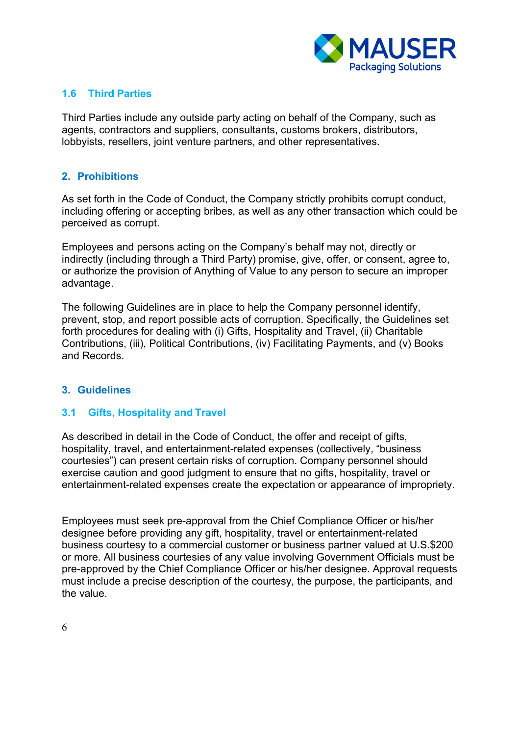### 1.6 Third Parties

Third Parties include any outside party acting on behalf of the Company, such as agents, contractors and suppliers, consultants, customs brokers, distributors, lobbyists, resellers, joint venture partners, and other representatives.

## 2. Prohibitions

As set forth in the Code of Conduct, the Company strictly prohibits corrupt conduct, including offering or accepting bribes, as well as any other transaction which could be perceived as corrupt.

Employees and persons acting on the Company's behalf may not, directly or indirectly (including through a Third Party) promise, give, offer, or consent, agree to, or authorize the provision of Anything of Value to any person to secure an improper advantage.

The following Guidelines are in place to help the Company personnel identify, prevent, stop, and report possible acts of corruption. Specifically, the Guidelines set forth procedures for dealing with (i) Gifts, Hospitality and Travel, (ii) Charitable Contributions, (iii), Political Contributions, (iv) Facilitating Payments, and (v) Books and Records.

## 3. Guidelines

### 3.1 Gifts, Hospitality and Travel

As described in detail in the Code of Conduct, the offer and receipt of gifts, hospitality, travel, and entertainment-related expenses (collectively, "business courtesies") can present certain risks of corruption. Company personnel should exercise caution and good judgment to ensure that no gifts, hospitality, travel or entertainment-related expenses create the expectation or appearance of impropriety.

Employees must seek pre-approval from the Chief Compliance Officer or his/her designee before providing any gift, hospitality, travel or entertainment-related business courtesy to a commercial customer or business partner valued at U.S.$200 or more. All business courtesies of any value involving Government Officials must be pre-approved by the Chief Compliance Officer or his/her designee. Approval requests must include a precise description of the courtesy, the purpose, the participants, and the value.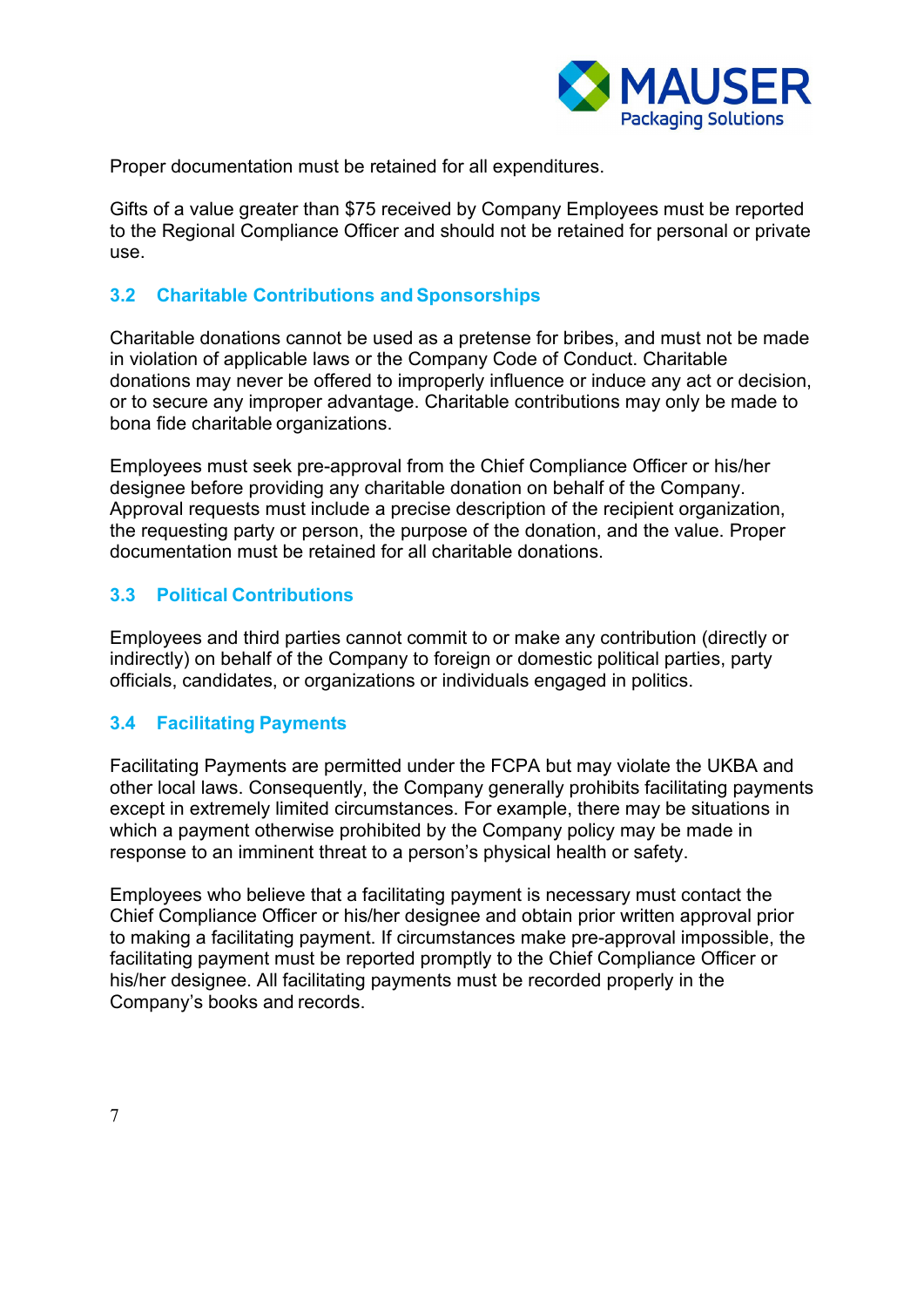Proper documentation must be retained for all expenditures.

Gifts of a value greater than $75 received by Company Employees must be reported to the Regional Compliance Officer and should not be retained for personal or private use.

### 3.2 Charitable Contributions and Sponsorships

Charitable donations cannot be used as a pretense for bribes, and must not be made in violation of applicable laws or the Company Code of Conduct. Charitable donations may never be offered to improperly influence or induce any act or decision, or to secure any improper advantage. Charitable contributions may only be made to bona fide charitable organizations.

Employees must seek pre-approval from the Chief Compliance Officer or his/her designee before providing any charitable donation on behalf of the Company. Approval requests must include a precise description of the recipient organization, the requesting party or person, the purpose of the donation, and the value. Proper documentation must be retained for all charitable donations.

### 3.3 Political Contributions

Employees and third parties cannot commit to or make any contribution (directly or indirectly) on behalf of the Company to foreign or domestic political parties, party officials, candidates, or organizations or individuals engaged in politics.

### 3.4 Facilitating Payments

Facilitating Payments are permitted under the FCPA but may violate the UKBA and other local laws. Consequently, the Company generally prohibits facilitating payments except in extremely limited circumstances. For example, there may be situations in which a payment otherwise prohibited by the Company policy may be made in response to an imminent threat to a person's physical health or safety.

Employees who believe that a facilitating payment is necessary must contact the Chief Compliance Officer or his/her designee and obtain prior written approval prior to making a facilitating payment. If circumstances make pre-approval impossible, the facilitating payment must be reported promptly to the Chief Compliance Officer or his/her designee. All facilitating payments must be recorded properly in the Company's books and records.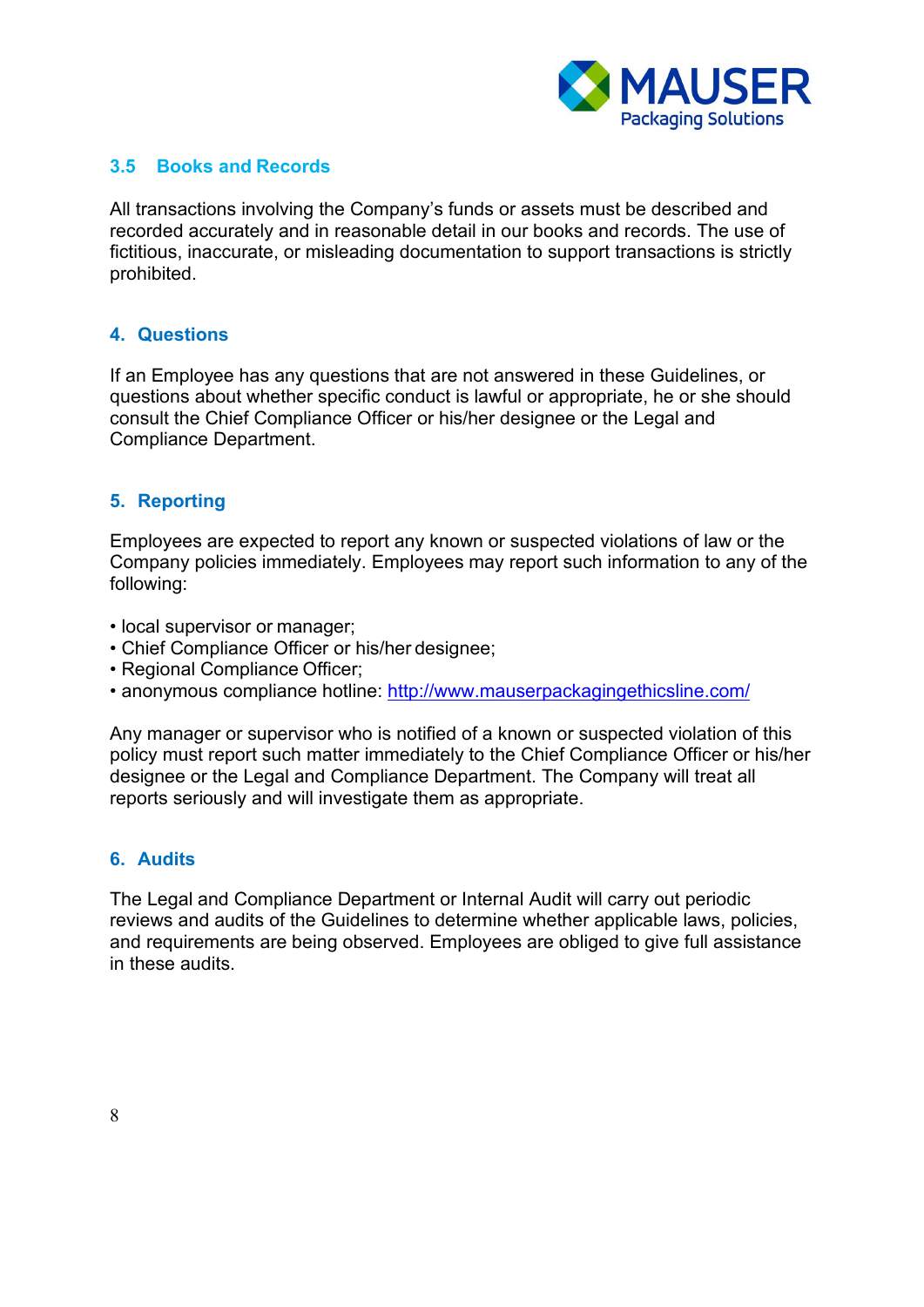### 3.5 Books and Records

All transactions involving the Company's funds or assets must be described and recorded accurately and in reasonable detail in our books and records. The use of fictitious, inaccurate, or misleading documentation to support transactions is strictly prohibited.

## 4. Questions

If an Employee has any questions that are not answered in these Guidelines, or questions about whether specific conduct is lawful or appropriate, he or she should consult the Chief Compliance Officer or his/her designee or the Legal and Compliance Department.

## 5. Reporting

Employees are expected to report any known or suspected violations of law or the Company policies immediately. Employees may report such information to any of the following:

- local supervisor or manager;
- Chief Compliance Officer or his/her designee;
- Regional Compliance Officer;
- anonymous compliance hotline: http://www.mauserpackagingethicsline.com/

Any manager or supervisor who is notified of a known or suspected violation of this policy must report such matter immediately to the Chief Compliance Officer or his/her designee or the Legal and Compliance Department. The Company will treat all reports seriously and will investigate them as appropriate.

## 6. Audits

The Legal and Compliance Department or Internal Audit will carry out periodic reviews and audits of the Guidelines to determine whether applicable laws, policies, and requirements are being observed. Employees are obliged to give full assistance in these audits.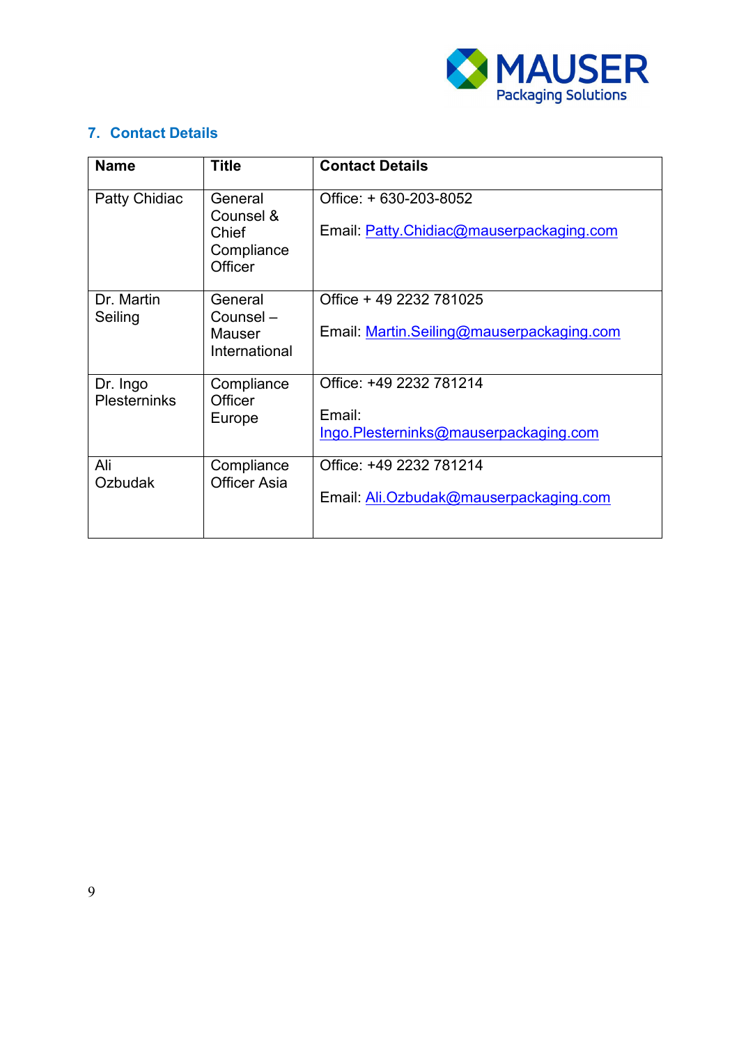## 7. Contact Details

| Name | Title | Contact Details |
|---|---|---|
| Patty Chidiac | General Counsel & Chief Compliance Officer | Office: + 630-203-8052<br><br>Email: Patty.Chidiac@mauserpackaging.com |
| Dr. Martin Seiling | General Counsel – Mauser International | Office + 49 2232 781025<br><br>Email: Martin.Seiling@mauserpackaging.com |
| Dr. Ingo Plesterninks | Compliance Officer Europe | Office: +49 2232 781214<br><br>Email: Ingo.Plesterninks@mauserpackaging.com |
| Ali Ozbudak | Compliance Officer Asia | Office: +49 2232 781214<br><br>Email: Ali.Ozbudak@mauserpackaging.com |